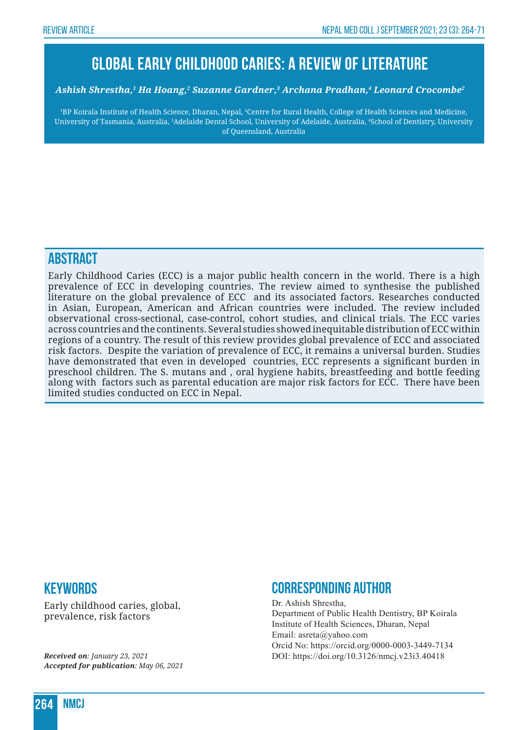REVIEW ARTICLE

# GLOBAL EARLY CHILDHOOD CARIES: A REVIEW OF LITERATURE

***Ashish Shrestha,[1] Ha Hoang,[2] Suzanne Gardner,[3] Archana Pradhan,[4] Leonard Crocombe[2]***

[1]BP Koirala Institute of Health Science, Dharan, Nepal, [2]Centre for Rural Health, College of Health Sciences and Medicine, University of Tasmania, Australia, [3]Adelaide Dental School, University of Adelaide, Australia, [4]School of Dentistry, University of Queensland, Australia

## ABSTRACT

Early Childhood Caries (ECC) is a major public health concern in the world. There is a high prevalence of ECC in developing countries. The review aimed to synthesise the published literature on the global prevalence of ECC and its associated factors. Researches conducted in Asian, European, American and African countries were included. The review included observational cross-sectional, case-control, cohort studies, and clinical trials. The ECC varies across countries and the continents. Several studies showed inequitable distribution of ECC within regions of a country. The result of this review provides global prevalence of ECC and associated risk factors. Despite the variation of prevalence of ECC, it remains a universal burden. Studies have demonstrated that even in developed countries, ECC represents a significant burden in preschool children. The S. mutans and , oral hygiene habits, breastfeeding and bottle feeding along with factors such as parental education are major risk factors for ECC. There have been limited studies conducted on ECC in Nepal.

## KEYWORDS

Early childhood caries, global, prevalence, risk factors

***Received on**: January 23, 2021*
***Accepted for publication**: May 06, 2021*

## CORRESPONDING AUTHOR

Dr. Ashish Shrestha,
Department of Public Health Dentistry, BP Koirala Institute of Health Sciences, Dharan, Nepal
Email: asreta@yahoo.com
Orcid No: https://orcid.org/0000-0003-3449-7134
DOI: https://doi.org/10.3126/nmcj.v23i3.40418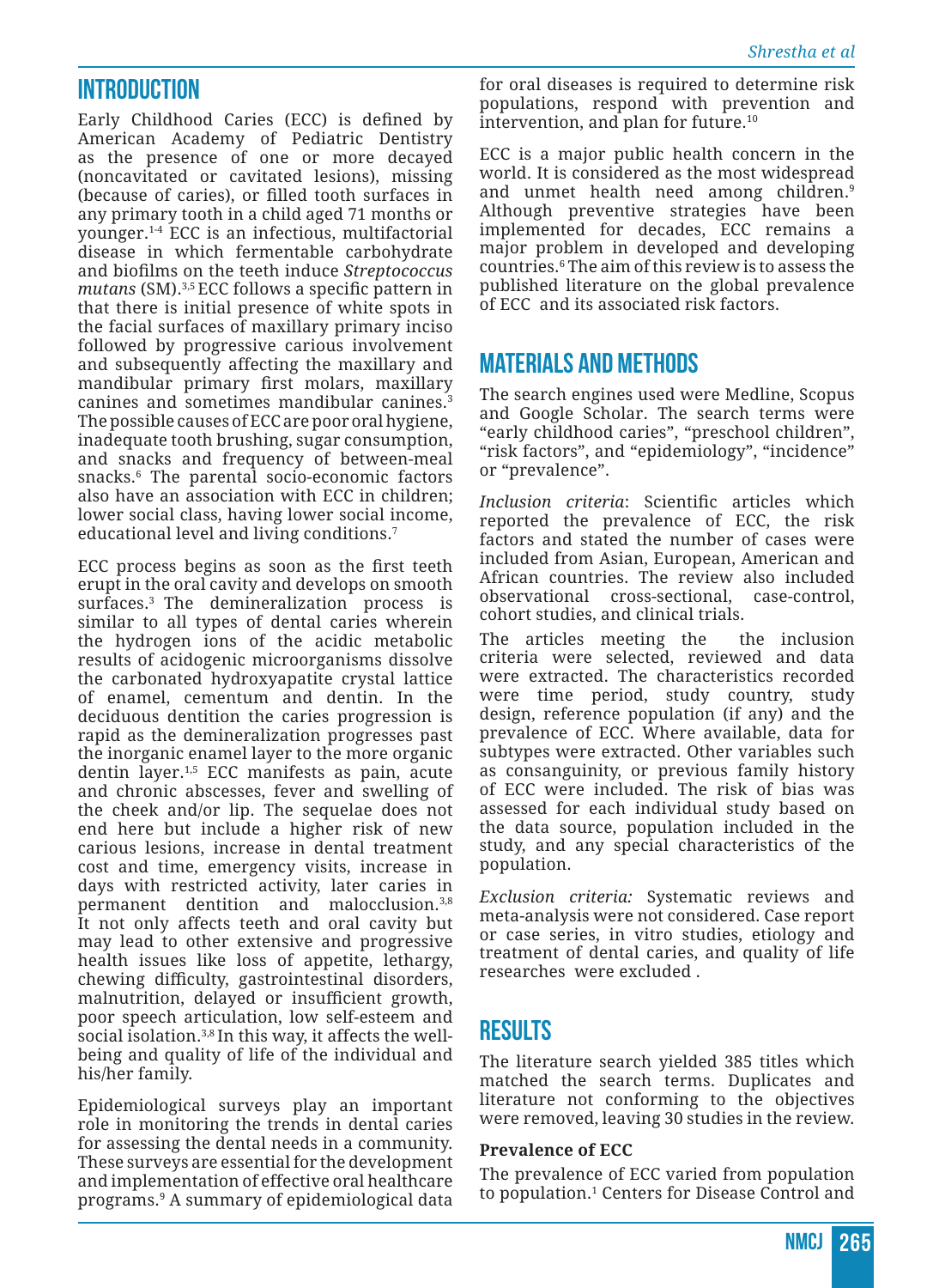## INTRODUCTION

Early Childhood Caries (ECC) is defined by American Academy of Pediatric Dentistry as the presence of one or more decayed (noncavitated or cavitated lesions), missing (because of caries), or filled tooth surfaces in any primary tooth in a child aged 71 months or younger.[1-4] ECC is an infectious, multifactorial disease in which fermentable carbohydrate and biofilms on the teeth induce *Streptococcus mutans* (SM).[3,5] ECC follows a specific pattern in that there is initial presence of white spots in the facial surfaces of maxillary primary inciso followed by progressive carious involvement and subsequently affecting the maxillary and mandibular primary first molars, maxillary canines and sometimes mandibular canines.[3] The possible causes of ECC are poor oral hygiene, inadequate tooth brushing, sugar consumption, and snacks and frequency of between-meal snacks.[6] The parental socio-economic factors also have an association with ECC in children; lower social class, having lower social income, educational level and living conditions.[7]

ECC process begins as soon as the first teeth erupt in the oral cavity and develops on smooth surfaces.[3] The demineralization process is similar to all types of dental caries wherein the hydrogen ions of the acidic metabolic results of acidogenic microorganisms dissolve the carbonated hydroxyapatite crystal lattice of enamel, cementum and dentin. In the deciduous dentition the caries progression is rapid as the demineralization progresses past the inorganic enamel layer to the more organic dentin layer.[1,5] ECC manifests as pain, acute and chronic abscesses, fever and swelling of the cheek and/or lip. The sequelae does not end here but include a higher risk of new carious lesions, increase in dental treatment cost and time, emergency visits, increase in days with restricted activity, later caries in permanent dentition and malocclusion.[3,8] It not only affects teeth and oral cavity but may lead to other extensive and progressive health issues like loss of appetite, lethargy, chewing difficulty, gastrointestinal disorders, malnutrition, delayed or insufficient growth, poor speech articulation, low self-esteem and social isolation.[3,8] In this way, it affects the well-being and quality of life of the individual and his/her family.

Epidemiological surveys play an important role in monitoring the trends in dental caries for assessing the dental needs in a community. These surveys are essential for the development and implementation of effective oral healthcare programs.[9] A summary of epidemiological data for oral diseases is required to determine risk populations, respond with prevention and intervention, and plan for future.[10]

ECC is a major public health concern in the world. It is considered as the most widespread and unmet health need among children.[9] Although preventive strategies have been implemented for decades, ECC remains a major problem in developed and developing countries.[6] The aim of this review is to assess the published literature on the global prevalence of ECC and its associated risk factors.

## MATERIALS AND METHODS

The search engines used were Medline, Scopus and Google Scholar. The search terms were "early childhood caries", "preschool children", "risk factors", and "epidemiology", "incidence" or "prevalence".

*Inclusion criteria*: Scientific articles which reported the prevalence of ECC, the risk factors and stated the number of cases were included from Asian, European, American and African countries. The review also included observational cross-sectional, case-control, cohort studies, and clinical trials.

The articles meeting the the inclusion criteria were selected, reviewed and data were extracted. The characteristics recorded were time period, study country, study design, reference population (if any) and the prevalence of ECC. Where available, data for subtypes were extracted. Other variables such as consanguinity, or previous family history of ECC were included. The risk of bias was assessed for each individual study based on the data source, population included in the study, and any special characteristics of the population.

*Exclusion criteria:* Systematic reviews and meta-analysis were not considered. Case report or case series, in vitro studies, etiology and treatment of dental caries, and quality of life researches were excluded .

## RESULTS

The literature search yielded 385 titles which matched the search terms. Duplicates and literature not conforming to the objectives were removed, leaving 30 studies in the review.

### Prevalence of ECC

The prevalence of ECC varied from population to population.[1] Centers for Disease Control and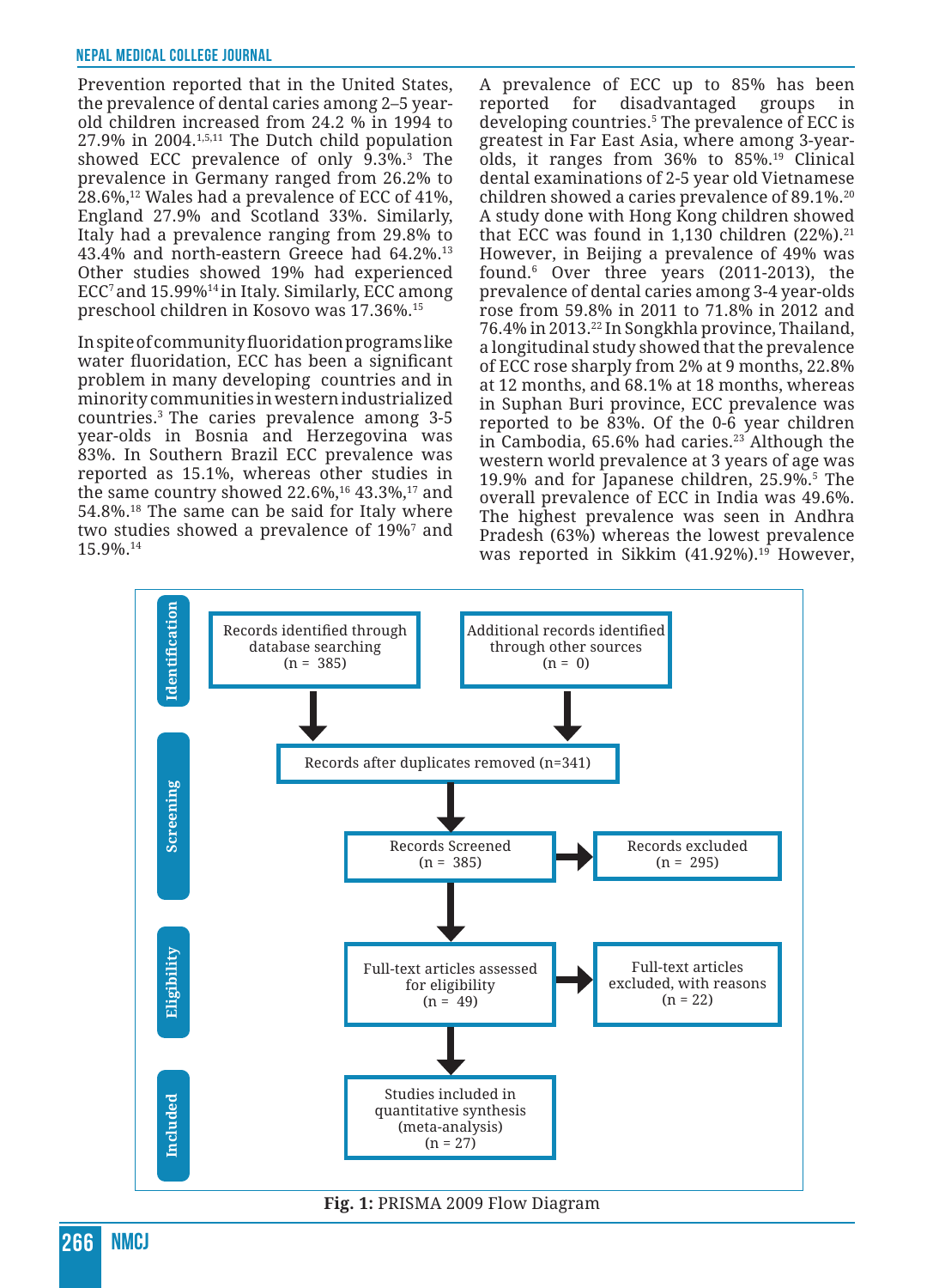Prevention reported that in the United States, the prevalence of dental caries among 2–5 year-old children increased from 24.2 % in 1994 to 27.9% in 2004.[1,5,11] The Dutch child population showed ECC prevalence of only 9.3%.[3] The prevalence in Germany ranged from 26.2% to 28.6%,[12] Wales had a prevalence of ECC of 41%, England 27.9% and Scotland 33%. Similarly, Italy had a prevalence ranging from 29.8% to 43.4% and north-eastern Greece had 64.2%.[13] Other studies showed 19% had experienced ECC[7] and 15.99%[14] in Italy. Similarly, ECC among preschool children in Kosovo was 17.36%.[15]

In spite of community fluoridation programs like water fluoridation, ECC has been a significant problem in many developing countries and in minority communities in western industrialized countries.[3] The caries prevalence among 3-5 year-olds in Bosnia and Herzegovina was 83%. In Southern Brazil ECC prevalence was reported as 15.1%, whereas other studies in the same country showed 22.6%,[16] 43.3%,[17] and 54.8%.[18] The same can be said for Italy where two studies showed a prevalence of 19%[7] and 15.9%.[14]

A prevalence of ECC up to 85% has been reported for disadvantaged groups in developing countries.[5] The prevalence of ECC is greatest in Far East Asia, where among 3-year-olds, it ranges from 36% to 85%.[19] Clinical dental examinations of 2-5 year old Vietnamese children showed a caries prevalence of 89.1%.[20] A study done with Hong Kong children showed that ECC was found in 1,130 children (22%).[21] However, in Beijing a prevalence of 49% was found.[6] Over three years (2011-2013), the prevalence of dental caries among 3-4 year-olds rose from 59.8% in 2011 to 71.8% in 2012 and 76.4% in 2013.[22] In Songkhla province, Thailand, a longitudinal study showed that the prevalence of ECC rose sharply from 2% at 9 months, 22.8% at 12 months, and 68.1% at 18 months, whereas in Suphan Buri province, ECC prevalence was reported to be 83%. Of the 0-6 year children in Cambodia, 65.6% had caries.[23] Although the western world prevalence at 3 years of age was 19.9% and for Japanese children, 25.9%.[5] The overall prevalence of ECC in India was 49.6%. The highest prevalence was seen in Andhra Pradesh (63%) whereas the lowest prevalence was reported in Sikkim (41.92%).[19] However,

Identification

Records identified through database searching (n = 385)

Additional records identified through other sources (n = 0)

Screening

Records after duplicates removed (n=341)

Records Screened (n = 385)

Records excluded (n = 295)

Eligibility

Full-text articles assessed for eligibility (n = 49)

Full-text articles excluded, with reasons (n = 22)

Included

Studies included in quantitative synthesis (meta-analysis) (n = 27)

**Fig. 1:** PRISMA 2009 Flow Diagram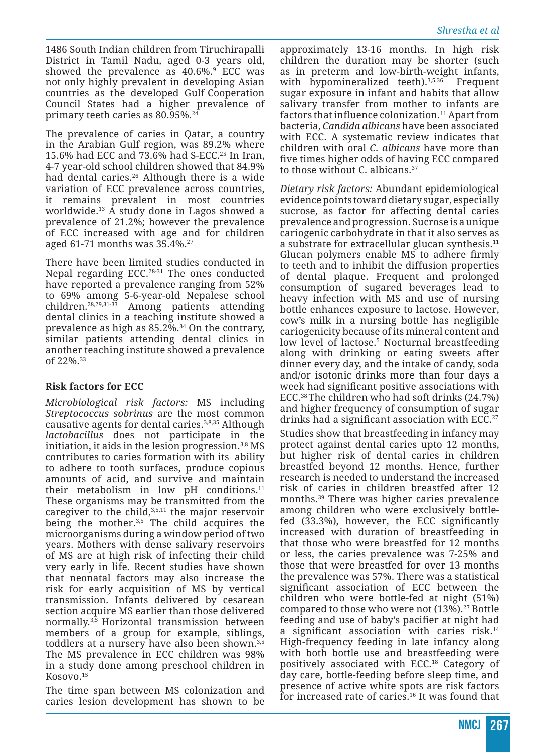1486 South Indian children from Tiruchirapalli District in Tamil Nadu, aged 0-3 years old, showed the prevalence as 40.6%.[9] ECC was not only highly prevalent in developing Asian countries as the developed Gulf Cooperation Council States had a higher prevalence of primary teeth caries as 80.95%.[24]

The prevalence of caries in Qatar, a country in the Arabian Gulf region, was 89.2% where 15.6% had ECC and 73.6% had S-ECC.[25] In Iran, 4-7 year-old school children showed that 84.9% had dental caries.[26] Although there is a wide variation of ECC prevalence across countries, it remains prevalent in most countries worldwide.[13] A study done in Lagos showed a prevalence of 21.2%; however the prevalence of ECC increased with age and for children aged 61-71 months was 35.4%.[27]

There have been limited studies conducted in Nepal regarding ECC.[28-31] The ones conducted have reported a prevalence ranging from 52% to 69% among 5-6-year-old Nepalese school children.[28,29,31-33] Among patients attending dental clinics in a teaching institute showed a prevalence as high as 85.2%.[34] On the contrary, similar patients attending dental clinics in another teaching institute showed a prevalence of 22%.[33]

## Risk factors for ECC

*Microbiological risk factors:* MS including *Streptococcus sobrinus* are the most common causative agents for dental caries.[3,8,35] Although *lactobacillus* does not participate in the initiation, it aids in the lesion progression.[3,8] MS contributes to caries formation with its ability to adhere to tooth surfaces, produce copious amounts of acid, and survive and maintain their metabolism in low pH conditions.[11] These organisms may be transmitted from the caregiver to the child,[3,5,11] the major reservoir being the mother.[3,5] The child acquires the microorganisms during a window period of two years. Mothers with dense salivary reservoirs of MS are at high risk of infecting their child very early in life. Recent studies have shown that neonatal factors may also increase the risk for early acquisition of MS by vertical transmission. Infants delivered by cesarean section acquire MS earlier than those delivered normally.[3,5] Horizontal transmission between members of a group for example, siblings, toddlers at a nursery have also been shown.[3,5] The MS prevalence in ECC children was 98% in a study done among preschool children in Kosovo.[15]

The time span between MS colonization and caries lesion development has shown to be approximately 13-16 months. In high risk children the duration may be shorter (such as in preterm and low-birth-weight infants, with hypomineralized teeth).[3,5,36] Frequent sugar exposure in infant and habits that allow salivary transfer from mother to infants are factors that influence colonization.[11] Apart from bacteria, *Candida albicans* have been associated with ECC. A systematic review indicates that children with oral *C. albicans* have more than five times higher odds of having ECC compared to those without C. albicans.[37]

*Dietary risk factors:* Abundant epidemiological evidence points toward dietary sugar, especially sucrose, as factor for affecting dental caries prevalence and progression. Sucrose is a unique cariogenic carbohydrate in that it also serves as a substrate for extracellular glucan synthesis.[11] Glucan polymers enable MS to adhere firmly to teeth and to inhibit the diffusion properties of dental plaque. Frequent and prolonged consumption of sugared beverages lead to heavy infection with MS and use of nursing bottle enhances exposure to lactose. However, cow's milk in a nursing bottle has negligible cariogenicity because of its mineral content and low level of lactose.[5] Nocturnal breastfeeding along with drinking or eating sweets after dinner every day, and the intake of candy, soda and/or isotonic drinks more than four days a week had significant positive associations with ECC.[38] The children who had soft drinks (24.7%) and higher frequency of consumption of sugar drinks had a significant association with ECC.[27]

Studies show that breastfeeding in infancy may protect against dental caries upto 12 months, but higher risk of dental caries in children breastfed beyond 12 months. Hence, further research is needed to understand the increased risk of caries in children breastfed after 12 months.[39] There was higher caries prevalence among children who were exclusively bottle-fed (33.3%), however, the ECC significantly increased with duration of breastfeeding in that those who were breastfed for 12 months or less, the caries prevalence was 7-25% and those that were breastfed for over 13 months the prevalence was 57%. There was a statistical significant association of ECC between the children who were bottle-fed at night (51%) compared to those who were not (13%).[27] Bottle feeding and use of baby's pacifier at night had a significant association with caries risk.[14] High-frequency feeding in late infancy along with both bottle use and breastfeeding were positively associated with ECC.[18] Category of day care, bottle-feeding before sleep time, and presence of active white spots are risk factors for increased rate of caries.[16] It was found that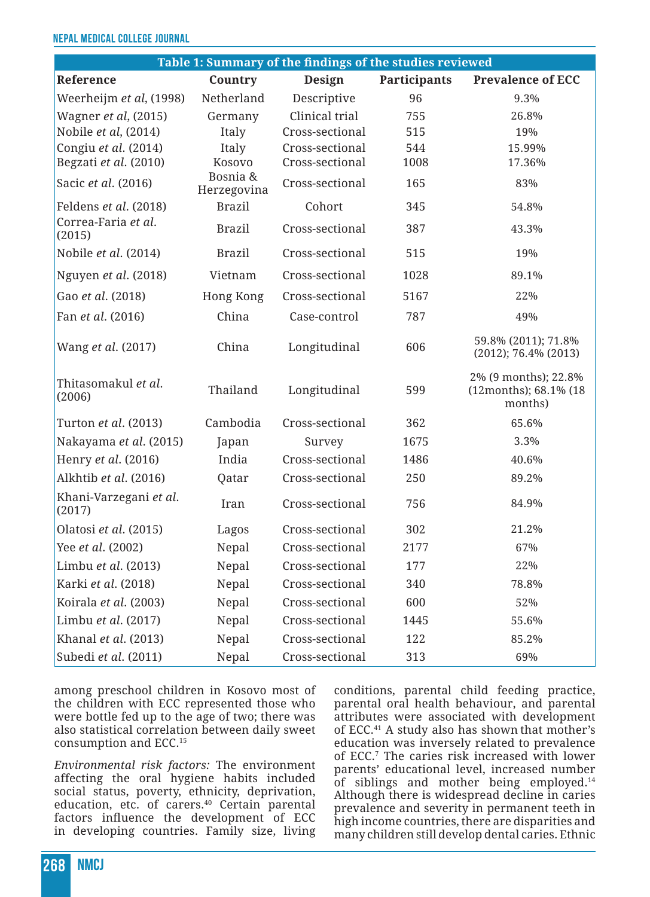**Table 1: Summary of the findings of the studies reviewed**

| Reference | Country | Design | Participants | Prevalence of ECC |
|---|---|---|---|---|
| Weerheijm *et al*, (1998) | Netherland | Descriptive | 96 | 9.3% |
| Wagner *et al*, (2015) | Germany | Clinical trial | 755 | 26.8% |
| Nobile *et al*, (2014) | Italy | Cross-sectional | 515 | 19% |
| Congiu *et al*. (2014) | Italy | Cross-sectional | 544 | 15.99% |
| Begzati *et al*. (2010) | Kosovo | Cross-sectional | 1008 | 17.36% |
| Sacic *et al*. (2016) | Bosnia & Herzegovina | Cross-sectional | 165 | 83% |
| Feldens *et al*. (2018) | Brazil | Cohort | 345 | 54.8% |
| Correa-Faria *et al*. (2015) | Brazil | Cross-sectional | 387 | 43.3% |
| Nobile *et al*. (2014) | Brazil | Cross-sectional | 515 | 19% |
| Nguyen *et al*. (2018) | Vietnam | Cross-sectional | 1028 | 89.1% |
| Gao *et al*. (2018) | Hong Kong | Cross-sectional | 5167 | 22% |
| Fan *et al*. (2016) | China | Case-control | 787 | 49% |
| Wang *et al*. (2017) | China | Longitudinal | 606 | 59.8% (2011); 71.8% (2012); 76.4% (2013) |
| Thitasomakul *et al*. (2006) | Thailand | Longitudinal | 599 | 2% (9 months); 22.8% (12months); 68.1% (18 months) |
| Turton *et al*. (2013) | Cambodia | Cross-sectional | 362 | 65.6% |
| Nakayama *et al*. (2015) | Japan | Survey | 1675 | 3.3% |
| Henry *et al*. (2016) | India | Cross-sectional | 1486 | 40.6% |
| Alkhtib *et al*. (2016) | Qatar | Cross-sectional | 250 | 89.2% |
| Khani-Varzegani *et al*. (2017) | Iran | Cross-sectional | 756 | 84.9% |
| Olatosi *et al*. (2015) | Lagos | Cross-sectional | 302 | 21.2% |
| Yee *et al*. (2002) | Nepal | Cross-sectional | 2177 | 67% |
| Limbu *et al*. (2013) | Nepal | Cross-sectional | 177 | 22% |
| Karki *et al*. (2018) | Nepal | Cross-sectional | 340 | 78.8% |
| Koirala *et al*. (2003) | Nepal | Cross-sectional | 600 | 52% |
| Limbu *et al*. (2017) | Nepal | Cross-sectional | 1445 | 55.6% |
| Khanal *et al*. (2013) | Nepal | Cross-sectional | 122 | 85.2% |
| Subedi *et al*. (2011) | Nepal | Cross-sectional | 313 | 69% |

among preschool children in Kosovo most of the children with ECC represented those who were bottle fed up to the age of two; there was also statistical correlation between daily sweet consumption and ECC.[15]

*Environmental risk factors:* The environment affecting the oral hygiene habits included social status, poverty, ethnicity, deprivation, education, etc. of carers.[40] Certain parental factors influence the development of ECC in developing countries. Family size, living conditions, parental child feeding practice, parental oral health behaviour, and parental attributes were associated with development of ECC.[41] A study also has shown that mother's education was inversely related to prevalence of ECC.[7] The caries risk increased with lower parents' educational level, increased number of siblings and mother being employed.[14] Although there is widespread decline in caries prevalence and severity in permanent teeth in high income countries, there are disparities and many children still develop dental caries. Ethnic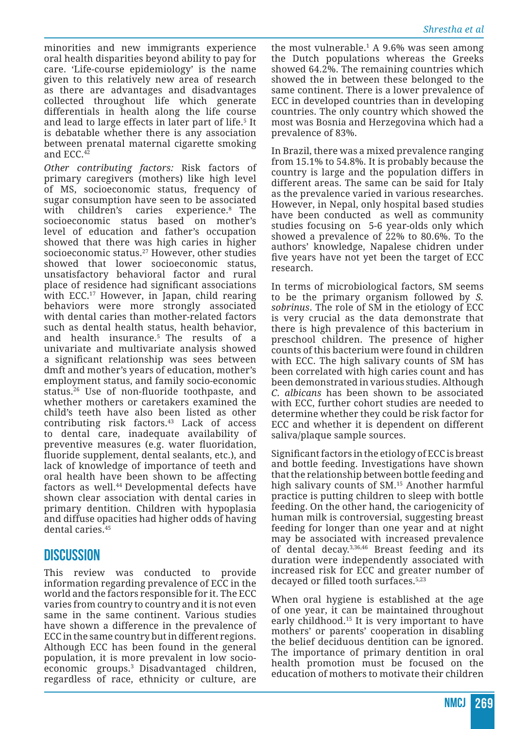minorities and new immigrants experience oral health disparities beyond ability to pay for care. 'Life-course epidemiology' is the name given to this relatively new area of research as there are advantages and disadvantages collected throughout life which generate differentials in health along the life course and lead to large effects in later part of life.[5] It is debatable whether there is any association between prenatal maternal cigarette smoking and ECC.[42]

*Other contributing factors:* Risk factors of primary caregivers (mothers) like high level of MS, socioeconomic status, frequency of sugar consumption have seen to be associated with children's caries experience.[8] The socioeconomic status based on mother's level of education and father's occupation showed that there was high caries in higher socioeconomic status.[27] However, other studies showed that lower socioeconomic status, unsatisfactory behavioral factor and rural place of residence had significant associations with ECC.[17] However, in Japan, child rearing behaviors were more strongly associated with dental caries than mother-related factors such as dental health status, health behavior, and health insurance.[5] The results of a univariate and multivariate analysis showed a significant relationship was sees between dmft and mother's years of education, mother's employment status, and family socio-economic status.[26] Use of non-fluoride toothpaste, and whether mothers or caretakers examined the child's teeth have also been listed as other contributing risk factors.[43] Lack of access to dental care, inadequate availability of preventive measures (e.g. water fluoridation, fluoride supplement, dental sealants, etc.), and lack of knowledge of importance of teeth and oral health have been shown to be affecting factors as well.[44] Developmental defects have shown clear association with dental caries in primary dentition. Children with hypoplasia and diffuse opacities had higher odds of having dental caries.[45]

# DISCUSSION

This review was conducted to provide information regarding prevalence of ECC in the world and the factors responsible for it. The ECC varies from country to country and it is not even same in the same continent. Various studies have shown a difference in the prevalence of ECC in the same country but in different regions. Although ECC has been found in the general population, it is more prevalent in low socio-economic groups.[3] Disadvantaged children, regardless of race, ethnicity or culture, are the most vulnerable.[1] A 9.6% was seen among the Dutch populations whereas the Greeks showed 64.2%. The remaining countries which showed the in between these belonged to the same continent. There is a lower prevalence of ECC in developed countries than in developing countries. The only country which showed the most was Bosnia and Herzegovina which had a prevalence of 83%.

In Brazil, there was a mixed prevalence ranging from 15.1% to 54.8%. It is probably because the country is large and the population differs in different areas. The same can be said for Italy as the prevalence varied in various researches. However, in Nepal, only hospital based studies have been conducted as well as community studies focusing on 5-6 year-olds only which showed a prevalence of 22% to 80.6%. To the authors' knowledge, Napalese chidren under five years have not yet been the target of ECC research.

In terms of microbiological factors, SM seems to be the primary organism followed by *S. sobrinus*. The role of SM in the etiology of ECC is very crucial as the data demonstrate that there is high prevalence of this bacterium in preschool children. The presence of higher counts of this bacterium were found in children with ECC. The high salivary counts of SM has been correlated with high caries count and has been demonstrated in various studies. Although *C. albicans* has been shown to be associated with ECC, further cohort studies are needed to determine whether they could be risk factor for ECC and whether it is dependent on different saliva/plaque sample sources.

Significant factors in the etiology of ECC is breast and bottle feeding. Investigations have shown that the relationship between bottle feeding and high salivary counts of SM.[15] Another harmful practice is putting children to sleep with bottle feeding. On the other hand, the cariogenicity of human milk is controversial, suggesting breast feeding for longer than one year and at night may be associated with increased prevalence of dental decay.[3,36,46] Breast feeding and its duration were independently associated with increased risk for ECC and greater number of decayed or filled tooth surfaces.[5,23]

When oral hygiene is established at the age of one year, it can be maintained throughout early childhood.[15] It is very important to have mothers' or parents' cooperation in disabling the belief deciduous dentition can be ignored. The importance of primary dentition in oral health promotion must be focused on the education of mothers to motivate their children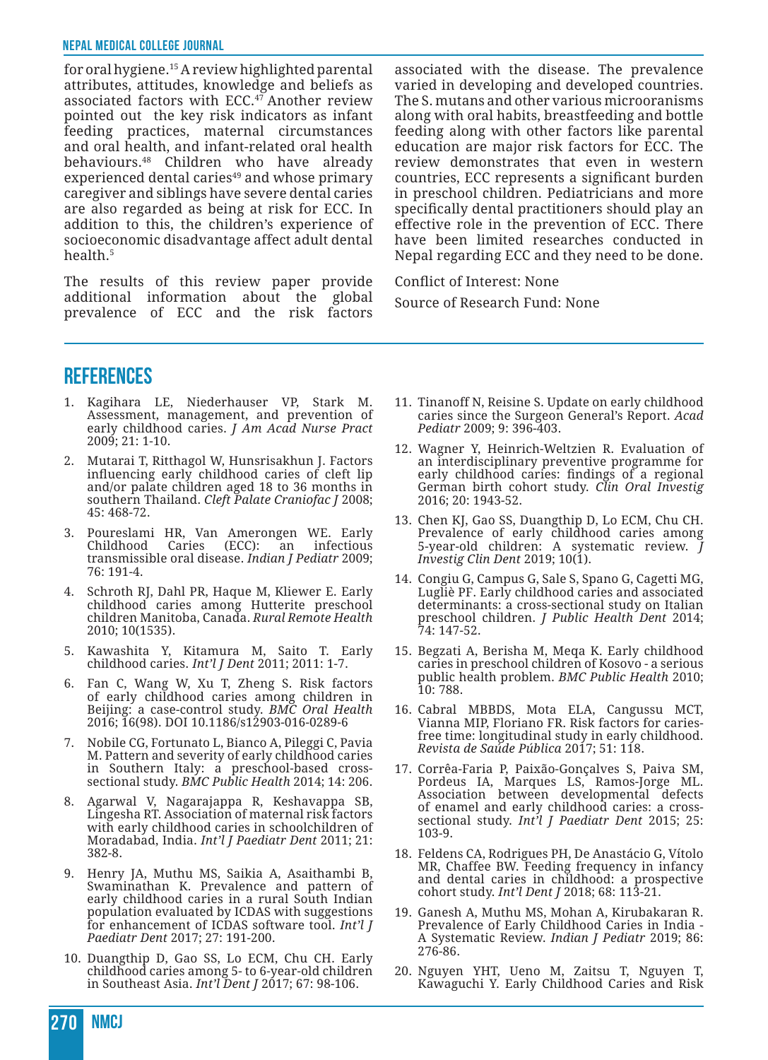for oral hygiene.[15] A review highlighted parental attributes, attitudes, knowledge and beliefs as associated factors with ECC.[47] Another review pointed out the key risk indicators as infant feeding practices, maternal circumstances and oral health, and infant-related oral health behaviours.[48] Children who have already experienced dental caries[49] and whose primary caregiver and siblings have severe dental caries are also regarded as being at risk for ECC. In addition to this, the children's experience of socioeconomic disadvantage affect adult dental health.[5]

The results of this review paper provide additional information about the global prevalence of ECC and the risk factors associated with the disease. The prevalence varied in developing and developed countries. The S. mutans and other various microoranisms along with oral habits, breastfeeding and bottle feeding along with other factors like parental education are major risk factors for ECC. The review demonstrates that even in western countries, ECC represents a significant burden in preschool children. Pediatricians and more specifically dental practitioners should play an effective role in the prevention of ECC. There have been limited researches conducted in Nepal regarding ECC and they need to be done.

Conflict of Interest: None

Source of Research Fund: None

# REFERENCES

1. Kagihara LE, Niederhauser VP, Stark M. Assessment, management, and prevention of early childhood caries. *J Am Acad Nurse Pract* 2009; 21: 1-10.
2. Mutarai T, Ritthagol W, Hunsrisakhun J. Factors influencing early childhood caries of cleft lip and/or palate children aged 18 to 36 months in southern Thailand. *Cleft Palate Craniofac J* 2008; 45: 468-72.
3. Poureslami HR, Van Amerongen WE. Early Childhood Caries (ECC): an infectious transmissible oral disease. *Indian J Pediatr* 2009; 76: 191-4.
4. Schroth RJ, Dahl PR, Haque M, Kliewer E. Early childhood caries among Hutterite preschool children Manitoba, Canada. *Rural Remote Health* 2010; 10(1535).
5. Kawashita Y, Kitamura M, Saito T. Early childhood caries. *Int'l J Dent* 2011; 2011: 1-7.
6. Fan C, Wang W, Xu T, Zheng S. Risk factors of early childhood caries among children in Beijing: a case-control study. *BMC Oral Health* 2016; 16(98). DOI 10.1186/s12903-016-0289-6
7. Nobile CG, Fortunato L, Bianco A, Pileggi C, Pavia M. Pattern and severity of early childhood caries in Southern Italy: a preschool-based cross-sectional study. *BMC Public Health* 2014; 14: 206.
8. Agarwal V, Nagarajappa R, Keshavappa SB, Lingesha RT. Association of maternal risk factors with early childhood caries in schoolchildren of Moradabad, India. *Int'l J Paediatr Dent* 2011; 21: 382-8.
9. Henry JA, Muthu MS, Saikia A, Asaithambi B, Swaminathan K. Prevalence and pattern of early childhood caries in a rural South Indian population evaluated by ICDAS with suggestions for enhancement of ICDAS software tool. *Int'l J Paediatr Dent* 2017; 27: 191-200.
10. Duangthip D, Gao SS, Lo ECM, Chu CH. Early childhood caries among 5- to 6-year-old children in Southeast Asia. *Int'l Dent J* 2017; 67: 98-106.
11. Tinanoff N, Reisine S. Update on early childhood caries since the Surgeon General's Report. *Acad Pediatr* 2009; 9: 396-403.
12. Wagner Y, Heinrich-Weltzien R. Evaluation of an interdisciplinary preventive programme for early childhood caries: findings of a regional German birth cohort study. *Clin Oral Investig* 2016; 20: 1943-52.
13. Chen KJ, Gao SS, Duangthip D, Lo ECM, Chu CH. Prevalence of early childhood caries among 5-year-old children: A systematic review. *J Investig Clin Dent* 2019; 10(1).
14. Congiu G, Campus G, Sale S, Spano G, Cagetti MG, Lugliè PF. Early childhood caries and associated determinants: a cross-sectional study on Italian preschool children. *J Public Health Dent* 2014; 74: 147-52.
15. Begzati A, Berisha M, Meqa K. Early childhood caries in preschool children of Kosovo - a serious public health problem. *BMC Public Health* 2010; 10: 788.
16. Cabral MBBDS, Mota ELA, Cangussu MCT, Vianna MIP, Floriano FR. Risk factors for caries-free time: longitudinal study in early childhood. *Revista de Saúde Pública* 2017; 51: 118.
17. Corrêa-Faria P, Paixão-Gonçalves S, Paiva SM, Pordeus IA, Marques LS, Ramos-Jorge ML. Association between developmental defects of enamel and early childhood caries: a cross-sectional study. *Int'l J Paediatr Dent* 2015; 25: 103-9.
18. Feldens CA, Rodrigues PH, De Anastácio G, Vítolo MR, Chaffee BW. Feeding frequency in infancy and dental caries in childhood: a prospective cohort study. *Int'l Dent J* 2018; 68: 113-21.
19. Ganesh A, Muthu MS, Mohan A, Kirubakaran R. Prevalence of Early Childhood Caries in India - A Systematic Review. *Indian J Pediatr* 2019; 86: 276-86.
20. Nguyen YHT, Ueno M, Zaitsu T, Nguyen T, Kawaguchi Y. Early Childhood Caries and Risk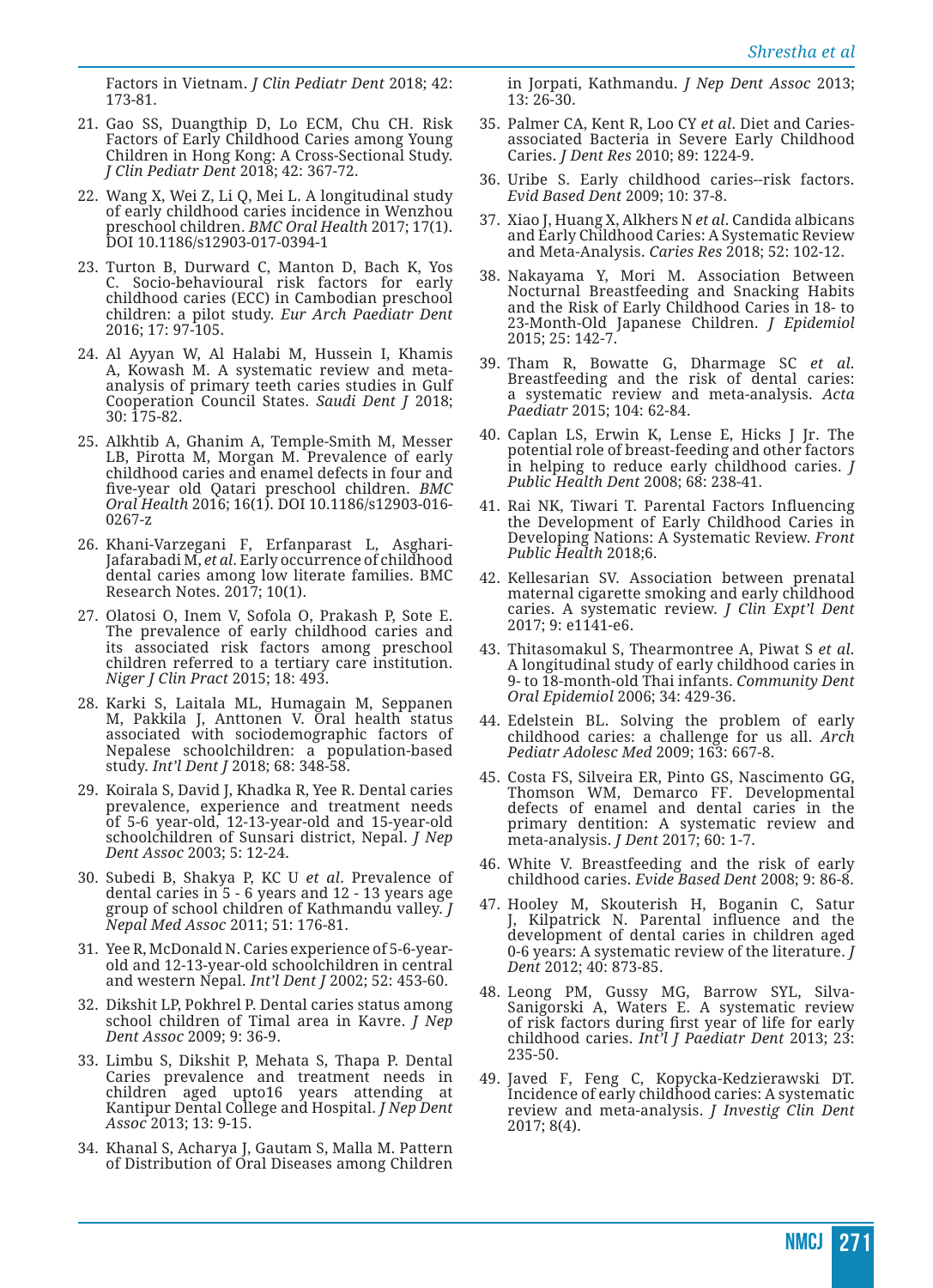Factors in Vietnam. *J Clin Pediatr Dent* 2018; 42: 173-81.

21. Gao SS, Duangthip D, Lo ECM, Chu CH. Risk Factors of Early Childhood Caries among Young Children in Hong Kong: A Cross-Sectional Study. *J Clin Pediatr Dent* 2018; 42: 367-72.

22. Wang X, Wei Z, Li Q, Mei L. A longitudinal study of early childhood caries incidence in Wenzhou preschool children. *BMC Oral Health* 2017; 17(1). DOI 10.1186/s12903-017-0394-1

23. Turton B, Durward C, Manton D, Bach K, Yos C. Socio-behavioural risk factors for early childhood caries (ECC) in Cambodian preschool children: a pilot study. *Eur Arch Paediatr Dent* 2016; 17: 97-105.

24. Al Ayyan W, Al Halabi M, Hussein I, Khamis A, Kowash M. A systematic review and meta-analysis of primary teeth caries studies in Gulf Cooperation Council States. *Saudi Dent J* 2018; 30: 175-82.

25. Alkhtib A, Ghanim A, Temple-Smith M, Messer LB, Pirotta M, Morgan M. Prevalence of early childhood caries and enamel defects in four and five-year old Qatari preschool children. *BMC Oral Health* 2016; 16(1). DOI 10.1186/s12903-016-0267-z

26. Khani-Varzegani F, Erfanparast L, Asghari-Jafarabadi M, *et al*. Early occurrence of childhood dental caries among low literate families. BMC Research Notes. 2017; 10(1).

27. Olatosi O, Inem V, Sofola O, Prakash P, Sote E. The prevalence of early childhood caries and its associated risk factors among preschool children referred to a tertiary care institution. *Niger J Clin Pract* 2015; 18: 493.

28. Karki S, Laitala ML, Humagain M, Seppanen M, Pakkila J, Anttonen V. Oral health status associated with sociodemographic factors of Nepalese schoolchildren: a population-based study. *Int'l Dent J* 2018; 68: 348-58.

29. Koirala S, David J, Khadka R, Yee R. Dental caries prevalence, experience and treatment needs of 5-6 year-old, 12-13-year-old and 15-year-old schoolchildren of Sunsari district, Nepal. *J Nep Dent Assoc* 2003; 5: 12-24.

30. Subedi B, Shakya P, KC U *et al*. Prevalence of dental caries in 5 - 6 years and 12 - 13 years age group of school children of Kathmandu valley. *J Nepal Med Assoc* 2011; 51: 176-81.

31. Yee R, McDonald N. Caries experience of 5-6-year-old and 12-13-year-old schoolchildren in central and western Nepal. *Int'l Dent J* 2002; 52: 453-60.

32. Dikshit LP, Pokhrel P. Dental caries status among school children of Timal area in Kavre. *J Nep Dent Assoc* 2009; 9: 36-9.

33. Limbu S, Dikshit P, Mehata S, Thapa P. Dental Caries prevalence and treatment needs in children aged upto16 years attending at Kantipur Dental College and Hospital. *J Nep Dent Assoc* 2013; 13: 9-15.

34. Khanal S, Acharya J, Gautam S, Malla M. Pattern of Distribution of Oral Diseases among Children in Jorpati, Kathmandu. *J Nep Dent Assoc* 2013; 13: 26-30.

35. Palmer CA, Kent R, Loo CY *et al*. Diet and Caries-associated Bacteria in Severe Early Childhood Caries. *J Dent Res* 2010; 89: 1224-9.

36. Uribe S. Early childhood caries--risk factors. *Evid Based Dent* 2009; 10: 37-8.

37. Xiao J, Huang X, Alkhers N *et al*. Candida albicans and Early Childhood Caries: A Systematic Review and Meta-Analysis. *Caries Res* 2018; 52: 102-12.

38. Nakayama Y, Mori M. Association Between Nocturnal Breastfeeding and Snacking Habits and the Risk of Early Childhood Caries in 18- to 23-Month-Old Japanese Children. *J Epidemiol* 2015; 25: 142-7.

39. Tham R, Bowatte G, Dharmage SC *et al*. Breastfeeding and the risk of dental caries: a systematic review and meta-analysis. *Acta Paediatr* 2015; 104: 62-84.

40. Caplan LS, Erwin K, Lense E, Hicks J Jr. The potential role of breast-feeding and other factors in helping to reduce early childhood caries. *J Public Health Dent* 2008; 68: 238-41.

41. Rai NK, Tiwari T. Parental Factors Influencing the Development of Early Childhood Caries in Developing Nations: A Systematic Review. *Front Public Health* 2018;6.

42. Kellesarian SV. Association between prenatal maternal cigarette smoking and early childhood caries. A systematic review. *J Clin Expt'l Dent* 2017; 9: e1141-e6.

43. Thitasomakul S, Thearmontree A, Piwat S *et al*. A longitudinal study of early childhood caries in 9- to 18-month-old Thai infants. *Community Dent Oral Epidemiol* 2006; 34: 429-36.

44. Edelstein BL. Solving the problem of early childhood caries: a challenge for us all. *Arch Pediatr Adolesc Med* 2009; 163: 667-8.

45. Costa FS, Silveira ER, Pinto GS, Nascimento GG, Thomson WM, Demarco FF. Developmental defects of enamel and dental caries in the primary dentition: A systematic review and meta-analysis. *J Dent* 2017; 60: 1-7.

46. White V. Breastfeeding and the risk of early childhood caries. *Evide Based Dent* 2008; 9: 86-8.

47. Hooley M, Skouterish H, Boganin C, Satur J, Kilpatrick N. Parental influence and the development of dental caries in children aged 0-6 years: A systematic review of the literature. *J Dent* 2012; 40: 873-85.

48. Leong PM, Gussy MG, Barrow SYL, Silva-Sanigorski A, Waters E. A systematic review of risk factors during first year of life for early childhood caries. *Int'l J Paediatr Dent* 2013; 23: 235-50.

49. Javed F, Feng C, Kopycka-Kedzierawski DT. Incidence of early childhood caries: A systematic review and meta-analysis. *J Investig Clin Dent* 2017; 8(4).